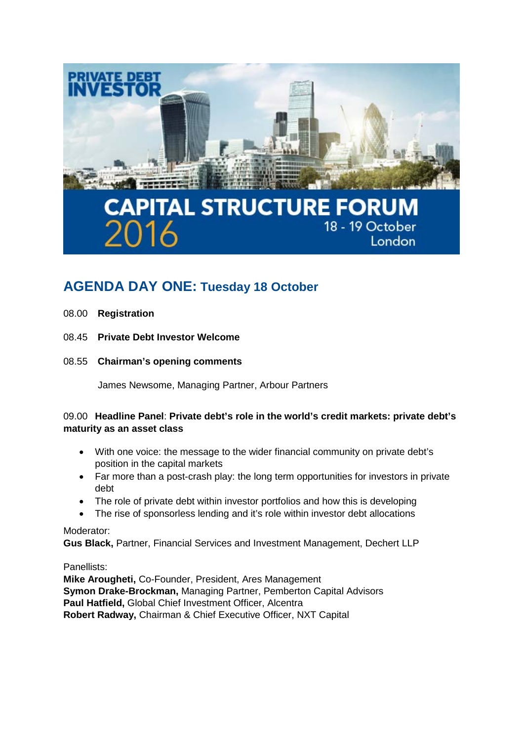PRIVATE DEBT INVESTOR

# CAPITAL STRUCTURE FORUM 2016

18 - 19 October
London

## AGENDA DAY ONE: Tuesday 18 October

08.00 **Registration**

08.45 **Private Debt Investor Welcome**

08.55 **Chairman's opening comments**

James Newsome, Managing Partner, Arbour Partners

09.00 **Headline Panel**: **Private debt's role in the world's credit markets: private debt's maturity as an asset class**

- With one voice: the message to the wider financial community on private debt's position in the capital markets
- Far more than a post-crash play: the long term opportunities for investors in private debt
- The role of private debt within investor portfolios and how this is developing
- The rise of sponsorless lending and it's role within investor debt allocations

Moderator:
**Gus Black,** Partner, Financial Services and Investment Management, Dechert LLP

Panellists:
**Mike Arougheti,** Co-Founder, President, Ares Management
**Symon Drake-Brockman,** Managing Partner, Pemberton Capital Advisors
**Paul Hatfield,** Global Chief Investment Officer, Alcentra
**Robert Radway,** Chairman & Chief Executive Officer, NXT Capital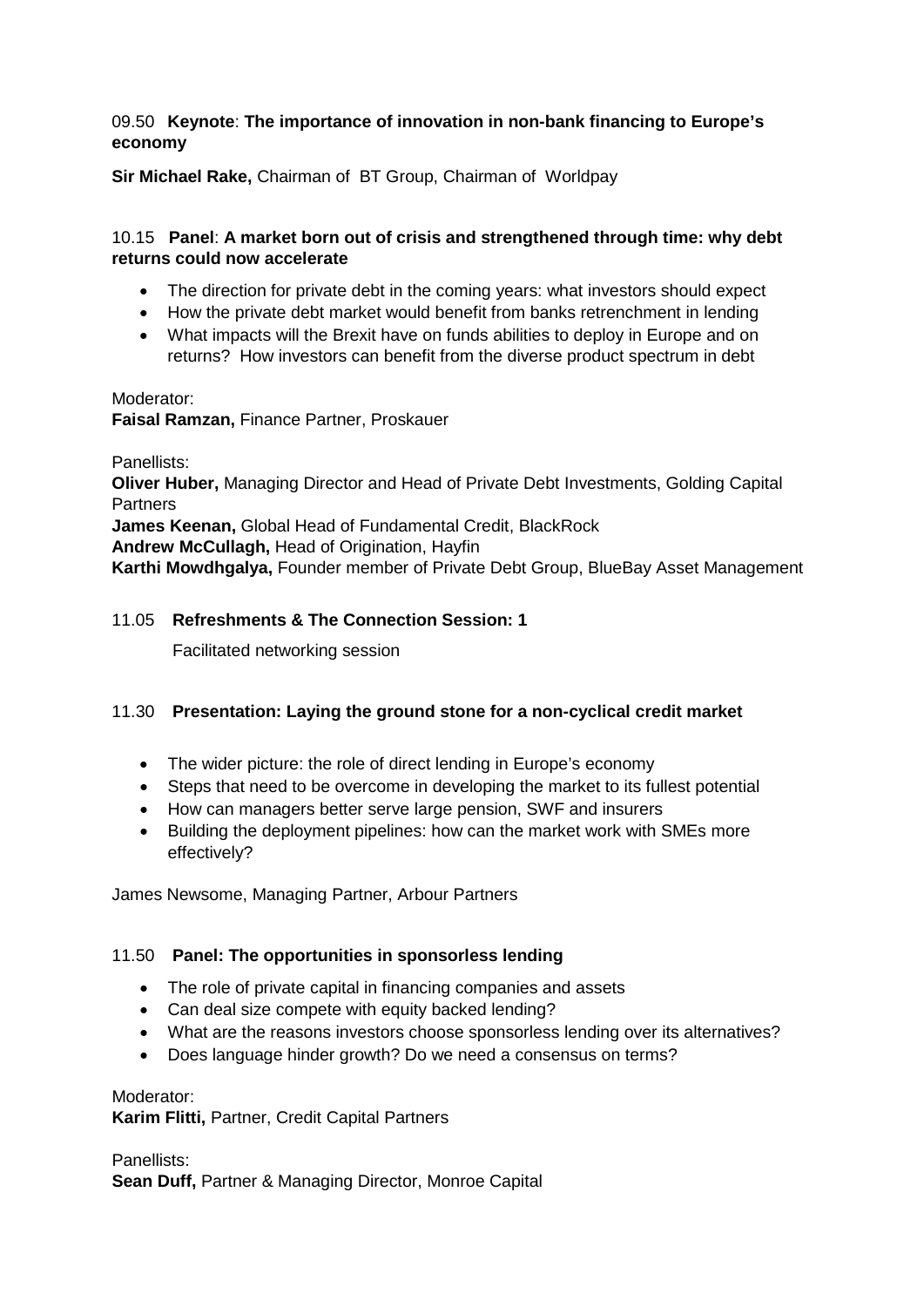09.50 **Keynote**: **The importance of innovation in non-bank financing to Europe's economy**

**Sir Michael Rake,** Chairman of BT Group, Chairman of Worldpay

10.15 **Panel**: **A market born out of crisis and strengthened through time: why debt returns could now accelerate**

- The direction for private debt in the coming years: what investors should expect
- How the private debt market would benefit from banks retrenchment in lending
- What impacts will the Brexit have on funds abilities to deploy in Europe and on returns? How investors can benefit from the diverse product spectrum in debt

Moderator:
**Faisal Ramzan,** Finance Partner, Proskauer

Panellists:
**Oliver Huber,** Managing Director and Head of Private Debt Investments, Golding Capital Partners
**James Keenan,** Global Head of Fundamental Credit, BlackRock
**Andrew McCullagh,** Head of Origination, Hayfin
**Karthi Mowdhgalya,** Founder member of Private Debt Group, BlueBay Asset Management

11.05 **Refreshments & The Connection Session: 1**

Facilitated networking session

11.30 **Presentation: Laying the ground stone for a non-cyclical credit market**

- The wider picture: the role of direct lending in Europe's economy
- Steps that need to be overcome in developing the market to its fullest potential
- How can managers better serve large pension, SWF and insurers
- Building the deployment pipelines: how can the market work with SMEs more effectively?

James Newsome, Managing Partner, Arbour Partners

11.50 **Panel: The opportunities in sponsorless lending**

- The role of private capital in financing companies and assets
- Can deal size compete with equity backed lending?
- What are the reasons investors choose sponsorless lending over its alternatives?
- Does language hinder growth? Do we need a consensus on terms?

Moderator:
**Karim Flitti,** Partner, Credit Capital Partners

Panellists:
**Sean Duff,** Partner & Managing Director, Monroe Capital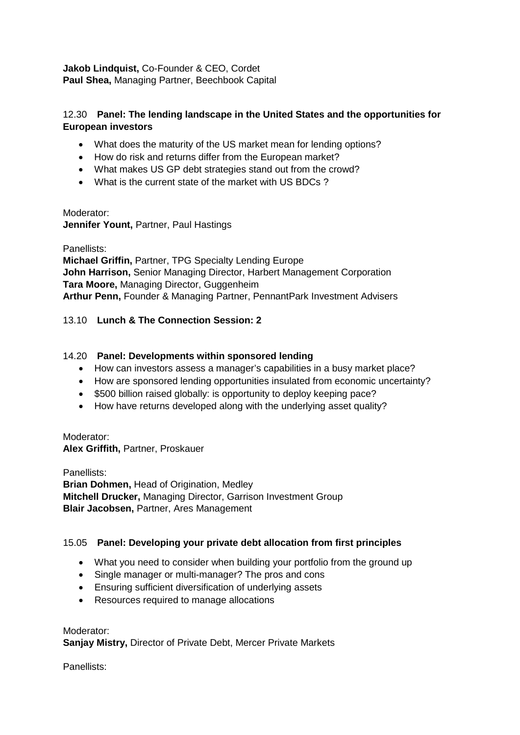**Jakob Lindquist,** Co-Founder & CEO, Cordet
**Paul Shea,** Managing Partner, Beechbook Capital

12.30 **Panel: The lending landscape in the United States and the opportunities for European investors**

- What does the maturity of the US market mean for lending options?
- How do risk and returns differ from the European market?
- What makes US GP debt strategies stand out from the crowd?
- What is the current state of the market with US BDCs ?

Moderator:
**Jennifer Yount,** Partner, Paul Hastings

Panellists:
**Michael Griffin,** Partner, TPG Specialty Lending Europe
**John Harrison,** Senior Managing Director, Harbert Management Corporation
**Tara Moore,** Managing Director, Guggenheim
**Arthur Penn,** Founder & Managing Partner, PennantPark Investment Advisers

13.10 **Lunch & The Connection Session: 2**

14.20 **Panel: Developments within sponsored lending**

- How can investors assess a manager's capabilities in a busy market place?
- How are sponsored lending opportunities insulated from economic uncertainty?
- $500 billion raised globally: is opportunity to deploy keeping pace?
- How have returns developed along with the underlying asset quality?

Moderator:
**Alex Griffith,** Partner, Proskauer

Panellists:
**Brian Dohmen,** Head of Origination, Medley
**Mitchell Drucker,** Managing Director, Garrison Investment Group
**Blair Jacobsen,** Partner, Ares Management

15.05 **Panel: Developing your private debt allocation from first principles**

- What you need to consider when building your portfolio from the ground up
- Single manager or multi-manager? The pros and cons
- Ensuring sufficient diversification of underlying assets
- Resources required to manage allocations

Moderator:
**Sanjay Mistry,** Director of Private Debt, Mercer Private Markets

Panellists: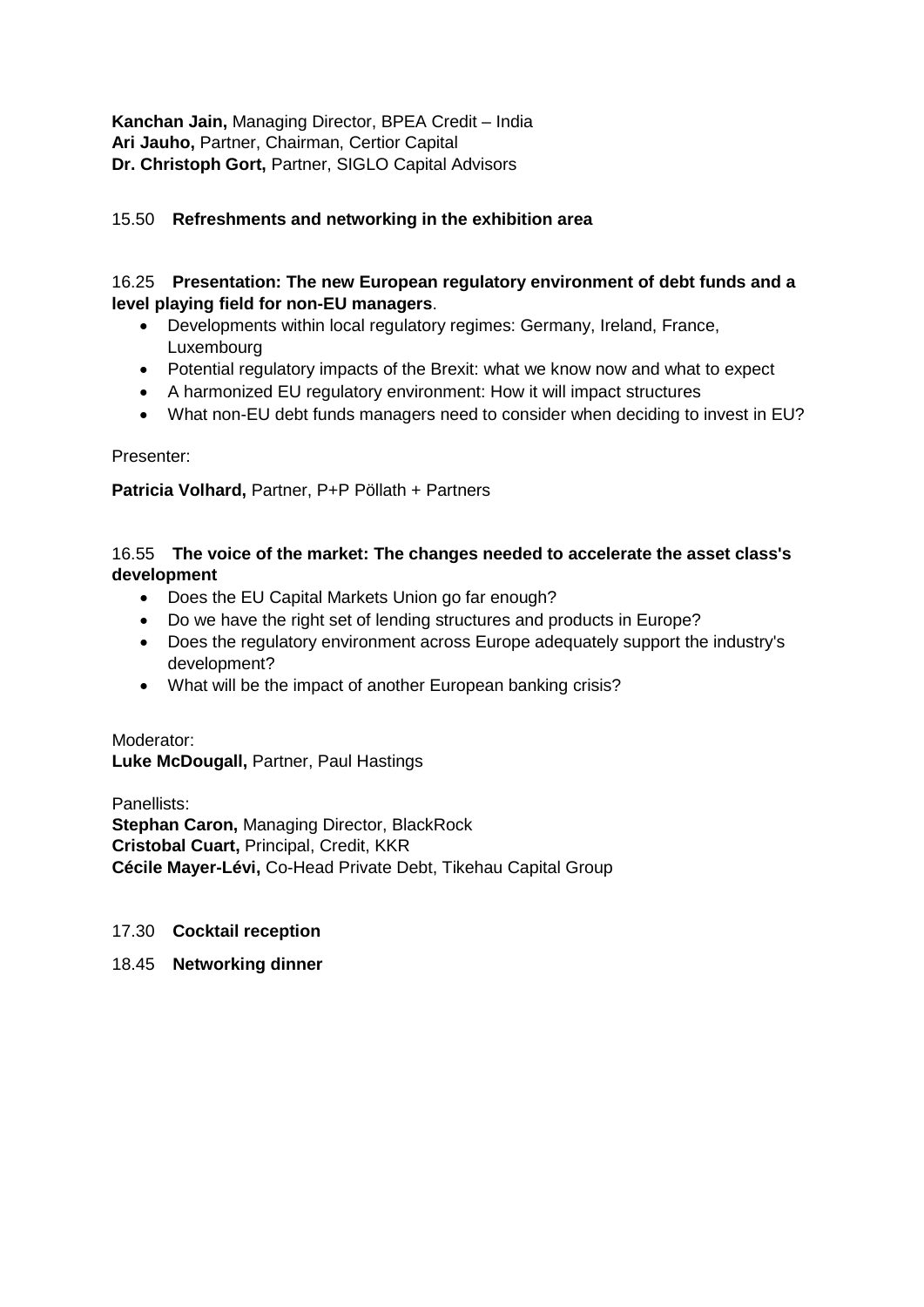**Kanchan Jain,** Managing Director, BPEA Credit – India
**Ari Jauho,** Partner, Chairman, Certior Capital
**Dr. Christoph Gort,** Partner, SIGLO Capital Advisors

15.50 **Refreshments and networking in the exhibition area**

16.25 **Presentation: The new European regulatory environment of debt funds and a level playing field for non-EU managers**.

- Developments within local regulatory regimes: Germany, Ireland, France, Luxembourg
- Potential regulatory impacts of the Brexit: what we know now and what to expect
- A harmonized EU regulatory environment: How it will impact structures
- What non-EU debt funds managers need to consider when deciding to invest in EU?

Presenter:

**Patricia Volhard,** Partner, P+P Pöllath + Partners

16.55 **The voice of the market: The changes needed to accelerate the asset class's development**

- Does the EU Capital Markets Union go far enough?
- Do we have the right set of lending structures and products in Europe?
- Does the regulatory environment across Europe adequately support the industry's development?
- What will be the impact of another European banking crisis?

Moderator:
**Luke McDougall,** Partner, Paul Hastings

Panellists:
**Stephan Caron,** Managing Director, BlackRock
**Cristobal Cuart,** Principal, Credit, KKR
**Cécile Mayer-Lévi,** Co-Head Private Debt, Tikehau Capital Group

17.30 **Cocktail reception**

18.45 **Networking dinner**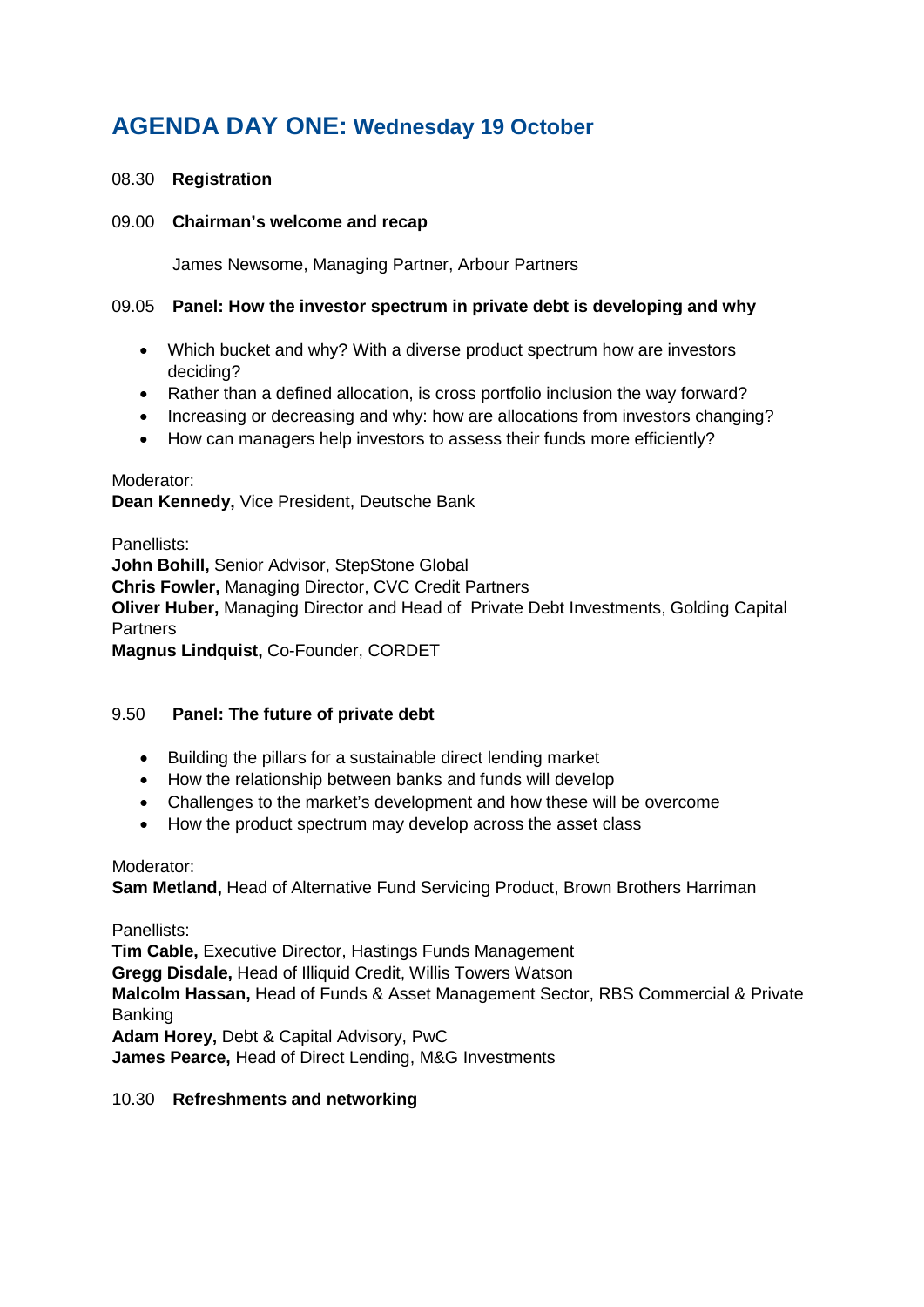# AGENDA DAY ONE: Wednesday 19 October

08.30 **Registration**

09.00 **Chairman's welcome and recap**

James Newsome, Managing Partner, Arbour Partners

09.05 **Panel: How the investor spectrum in private debt is developing and why**

- Which bucket and why? With a diverse product spectrum how are investors deciding?
- Rather than a defined allocation, is cross portfolio inclusion the way forward?
- Increasing or decreasing and why: how are allocations from investors changing?
- How can managers help investors to assess their funds more efficiently?

Moderator:
**Dean Kennedy,** Vice President, Deutsche Bank

Panellists:
**John Bohill,** Senior Advisor, StepStone Global
**Chris Fowler,** Managing Director, CVC Credit Partners
**Oliver Huber,** Managing Director and Head of Private Debt Investments, Golding Capital Partners
**Magnus Lindquist,** Co-Founder, CORDET

9.50 **Panel: The future of private debt**

- Building the pillars for a sustainable direct lending market
- How the relationship between banks and funds will develop
- Challenges to the market's development and how these will be overcome
- How the product spectrum may develop across the asset class

Moderator:
**Sam Metland,** Head of Alternative Fund Servicing Product, Brown Brothers Harriman

Panellists:
**Tim Cable,** Executive Director, Hastings Funds Management
**Gregg Disdale,** Head of Illiquid Credit, Willis Towers Watson
**Malcolm Hassan,** Head of Funds & Asset Management Sector, RBS Commercial & Private Banking
**Adam Horey,** Debt & Capital Advisory, PwC
**James Pearce,** Head of Direct Lending, M&G Investments

10.30 **Refreshments and networking**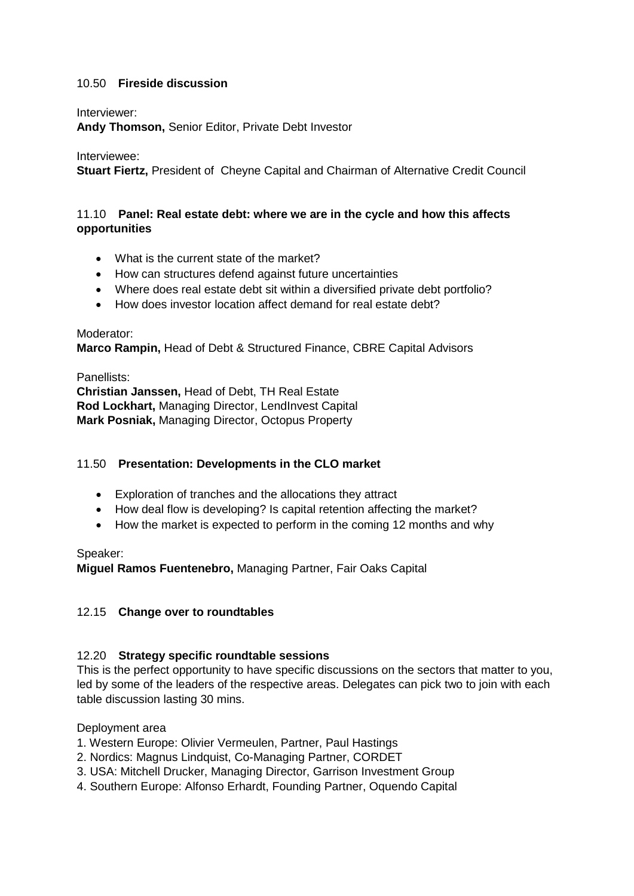### 10.50 **Fireside discussion**

Interviewer:
**Andy Thomson,** Senior Editor, Private Debt Investor

Interviewee:
**Stuart Fiertz,** President of Cheyne Capital and Chairman of Alternative Credit Council

### 11.10 **Panel: Real estate debt: where we are in the cycle and how this affects opportunities**

- What is the current state of the market?
- How can structures defend against future uncertainties
- Where does real estate debt sit within a diversified private debt portfolio?
- How does investor location affect demand for real estate debt?

Moderator:
**Marco Rampin,** Head of Debt & Structured Finance, CBRE Capital Advisors

Panellists:
**Christian Janssen,** Head of Debt, TH Real Estate
**Rod Lockhart,** Managing Director, LendInvest Capital
**Mark Posniak,** Managing Director, Octopus Property

### 11.50 **Presentation: Developments in the CLO market**

- Exploration of tranches and the allocations they attract
- How deal flow is developing? Is capital retention affecting the market?
- How the market is expected to perform in the coming 12 months and why

Speaker:
**Miguel Ramos Fuentenebro,** Managing Partner, Fair Oaks Capital

### 12.15 **Change over to roundtables**

### 12.20 **Strategy specific roundtable sessions**

This is the perfect opportunity to have specific discussions on the sectors that matter to you, led by some of the leaders of the respective areas. Delegates can pick two to join with each table discussion lasting 30 mins.

Deployment area

1. Western Europe: Olivier Vermeulen, Partner, Paul Hastings
2. Nordics: Magnus Lindquist, Co-Managing Partner, CORDET
3. USA: Mitchell Drucker, Managing Director, Garrison Investment Group
4. Southern Europe: Alfonso Erhardt, Founding Partner, Oquendo Capital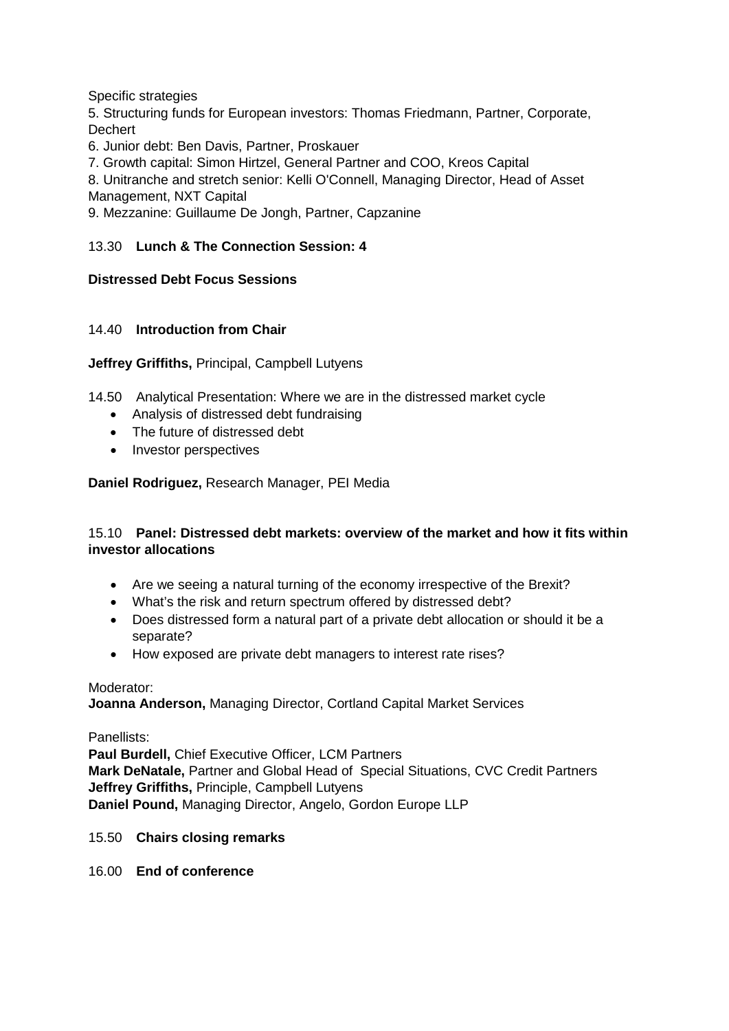Specific strategies

5. Structuring funds for European investors: Thomas Friedmann, Partner, Corporate, Dechert
6. Junior debt: Ben Davis, Partner, Proskauer
7. Growth capital: Simon Hirtzel, General Partner and COO, Kreos Capital
8. Unitranche and stretch senior: Kelli O'Connell, Managing Director, Head of Asset Management, NXT Capital
9. Mezzanine: Guillaume De Jongh, Partner, Capzanine

13.30 **Lunch & The Connection Session: 4**

**Distressed Debt Focus Sessions**

14.40 **Introduction from Chair**

**Jeffrey Griffiths,** Principal, Campbell Lutyens

14.50 Analytical Presentation: Where we are in the distressed market cycle

- Analysis of distressed debt fundraising
- The future of distressed debt
- Investor perspectives

**Daniel Rodriguez,** Research Manager, PEI Media

15.10 **Panel: Distressed debt markets: overview of the market and how it fits within investor allocations**

- Are we seeing a natural turning of the economy irrespective of the Brexit?
- What's the risk and return spectrum offered by distressed debt?
- Does distressed form a natural part of a private debt allocation or should it be a separate?
- How exposed are private debt managers to interest rate rises?

Moderator:
**Joanna Anderson,** Managing Director, Cortland Capital Market Services

Panellists:
**Paul Burdell,** Chief Executive Officer, LCM Partners
**Mark DeNatale,** Partner and Global Head of Special Situations, CVC Credit Partners
**Jeffrey Griffiths,** Principle, Campbell Lutyens
**Daniel Pound,** Managing Director, Angelo, Gordon Europe LLP

15.50 **Chairs closing remarks**

16.00 **End of conference**